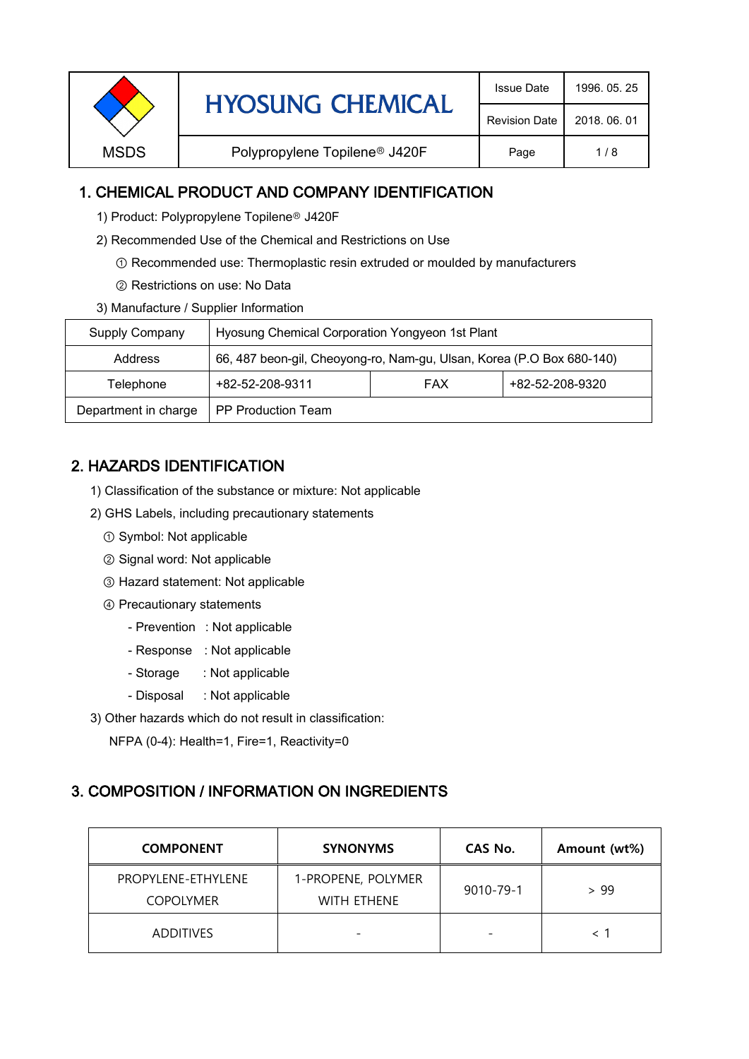| MSDS | HYOSUNG CHEMICAL | Issue Date | 1996. 05. 25 |
|---|---|---|---|
| | | Revision Date | 2018. 06. 01 |
| | Polypropylene Topilene® J420F | | |

# 1. CHEMICAL PRODUCT AND COMPANY IDENTIFICATION

1) Product: Polypropylene Topilene® J420F

2) Recommended Use of the Chemical and Restrictions on Use

① Recommended use: Thermoplastic resin extruded or moulded by manufacturers

② Restrictions on use: No Data

3) Manufacture / Supplier Information

| Supply Company | Hyosung Chemical Corporation Yongyeon 1st Plant | | |
|---|---|---|---|
| Address | 66, 487 beon-gil, Cheoyong-ro, Nam-gu, Ulsan, Korea (P.O Box 680-140) | | |
| Telephone | +82-52-208-9311 | FAX | +82-52-208-9320 |
| Department in charge | PP Production Team | | |

# 2. HAZARDS IDENTIFICATION

1) Classification of the substance or mixture: Not applicable

2) GHS Labels, including precautionary statements

① Symbol: Not applicable

② Signal word: Not applicable

③ Hazard statement: Not applicable

④ Precautionary statements

- Prevention : Not applicable
- Response : Not applicable
- Storage : Not applicable
- Disposal : Not applicable

3) Other hazards which do not result in classification:

NFPA (0-4): Health=1, Fire=1, Reactivity=0

# 3. COMPOSITION / INFORMATION ON INGREDIENTS

| COMPONENT | SYNONYMS | CAS No. | Amount (wt%) |
|---|---|---|---|
| PROPYLENE-ETHYLENE COPOLYMER | 1-PROPENE, POLYMER WITH ETHENE | 9010-79-1 | > 99 |
| ADDITIVES | - | - | < 1 |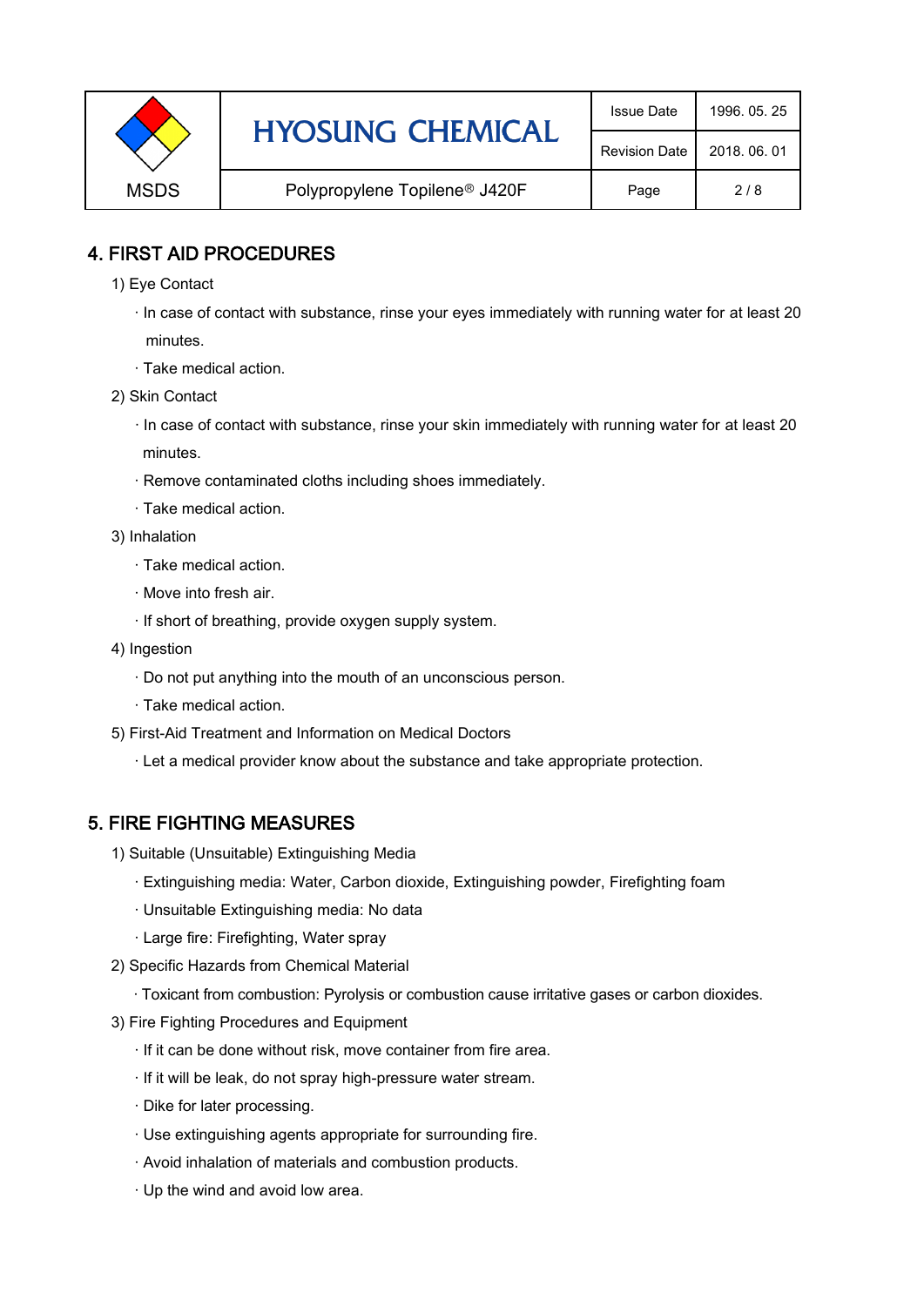## 4. FIRST AID PROCEDURES

1) Eye Contact

- In case of contact with substance, rinse your eyes immediately with running water for at least 20 minutes.
- Take medical action.

2) Skin Contact

- In case of contact with substance, rinse your skin immediately with running water for at least 20 minutes.
- Remove contaminated cloths including shoes immediately.
- Take medical action.

3) Inhalation

- Take medical action.
- Move into fresh air.
- If short of breathing, provide oxygen supply system.

4) Ingestion

- Do not put anything into the mouth of an unconscious person.
- Take medical action.

5) First-Aid Treatment and Information on Medical Doctors

- Let a medical provider know about the substance and take appropriate protection.

## 5. FIRE FIGHTING MEASURES

1) Suitable (Unsuitable) Extinguishing Media

- Extinguishing media: Water, Carbon dioxide, Extinguishing powder, Firefighting foam
- Unsuitable Extinguishing media: No data
- Large fire: Firefighting, Water spray

2) Specific Hazards from Chemical Material

- Toxicant from combustion: Pyrolysis or combustion cause irritative gases or carbon dioxides.

3) Fire Fighting Procedures and Equipment

- If it can be done without risk, move container from fire area.
- If it will be leak, do not spray high-pressure water stream.
- Dike for later processing.
- Use extinguishing agents appropriate for surrounding fire.
- Avoid inhalation of materials and combustion products.
- Up the wind and avoid low area.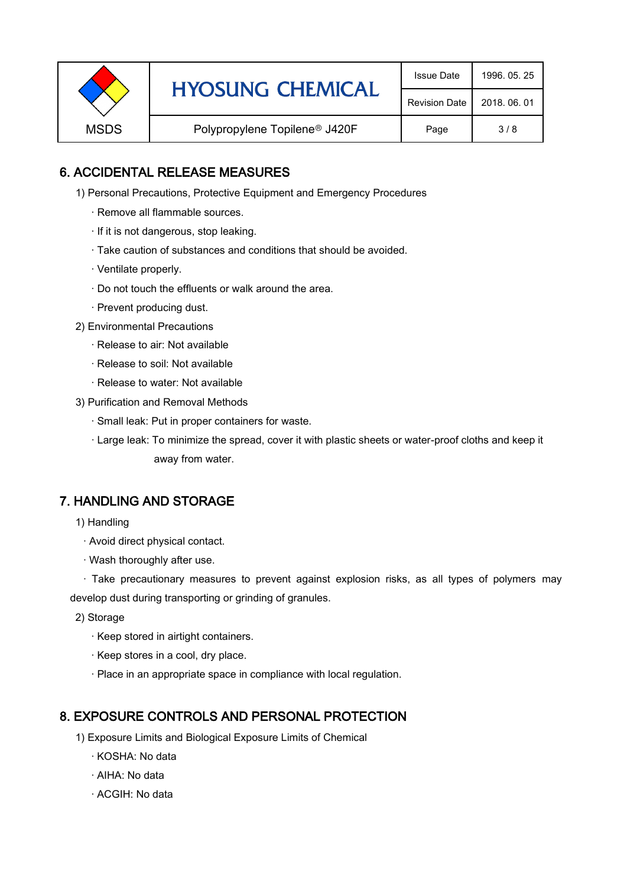## 6. ACCIDENTAL RELEASE MEASURES

1) Personal Precautions, Protective Equipment and Emergency Procedures

- · Remove all flammable sources.
- · If it is not dangerous, stop leaking.
- · Take caution of substances and conditions that should be avoided.
- · Ventilate properly.
- · Do not touch the effluents or walk around the area.
- · Prevent producing dust.

2) Environmental Precautions

- · Release to air: Not available
- · Release to soil: Not available
- · Release to water: Not available

3) Purification and Removal Methods

- · Small leak: Put in proper containers for waste.
- · Large leak: To minimize the spread, cover it with plastic sheets or water-proof cloths and keep it away from water.

## 7. HANDLING AND STORAGE

1) Handling

- · Avoid direct physical contact.
- · Wash thoroughly after use.
- · Take precautionary measures to prevent against explosion risks, as all types of polymers may develop dust during transporting or grinding of granules.

2) Storage

- · Keep stored in airtight containers.
- · Keep stores in a cool, dry place.
- · Place in an appropriate space in compliance with local regulation.

## 8. EXPOSURE CONTROLS AND PERSONAL PROTECTION

1) Exposure Limits and Biological Exposure Limits of Chemical

- · KOSHA: No data
- · AIHA: No data
- · ACGIH: No data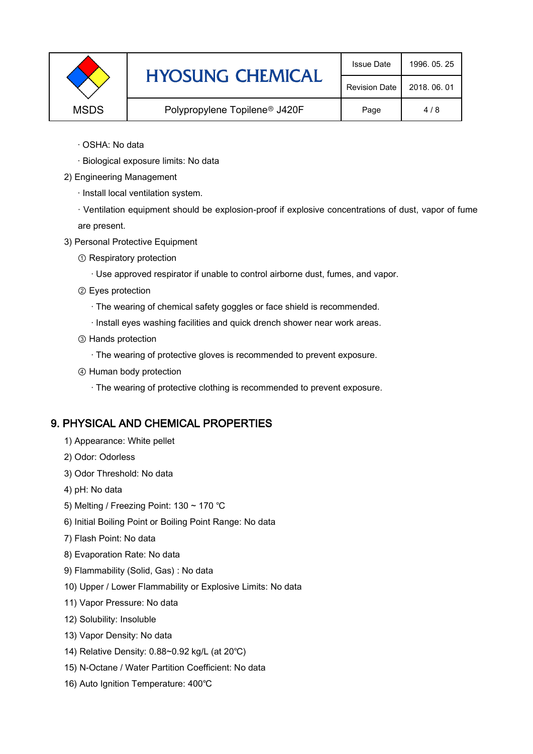· OSHA: No data

· Biological exposure limits: No data

2) Engineering Management

· Install local ventilation system.

· Ventilation equipment should be explosion-proof if explosive concentrations of dust, vapor of fume are present.

3) Personal Protective Equipment

① Respiratory protection

· Use approved respirator if unable to control airborne dust, fumes, and vapor.

② Eyes protection

· The wearing of chemical safety goggles or face shield is recommended.

· Install eyes washing facilities and quick drench shower near work areas.

③ Hands protection

· The wearing of protective gloves is recommended to prevent exposure.

④ Human body protection

· The wearing of protective clothing is recommended to prevent exposure.

## 9. PHYSICAL AND CHEMICAL PROPERTIES

1) Appearance: White pellet

2) Odor: Odorless

3) Odor Threshold: No data

4) pH: No data

5) Melting / Freezing Point: 130 ~ 170 ℃

6) Initial Boiling Point or Boiling Point Range: No data

7) Flash Point: No data

8) Evaporation Rate: No data

9) Flammability (Solid, Gas) : No data

10) Upper / Lower Flammability or Explosive Limits: No data

11) Vapor Pressure: No data

12) Solubility: Insoluble

13) Vapor Density: No data

14) Relative Density: 0.88~0.92 kg/L (at 20℃)

15) N-Octane / Water Partition Coefficient: No data

16) Auto Ignition Temperature: 400℃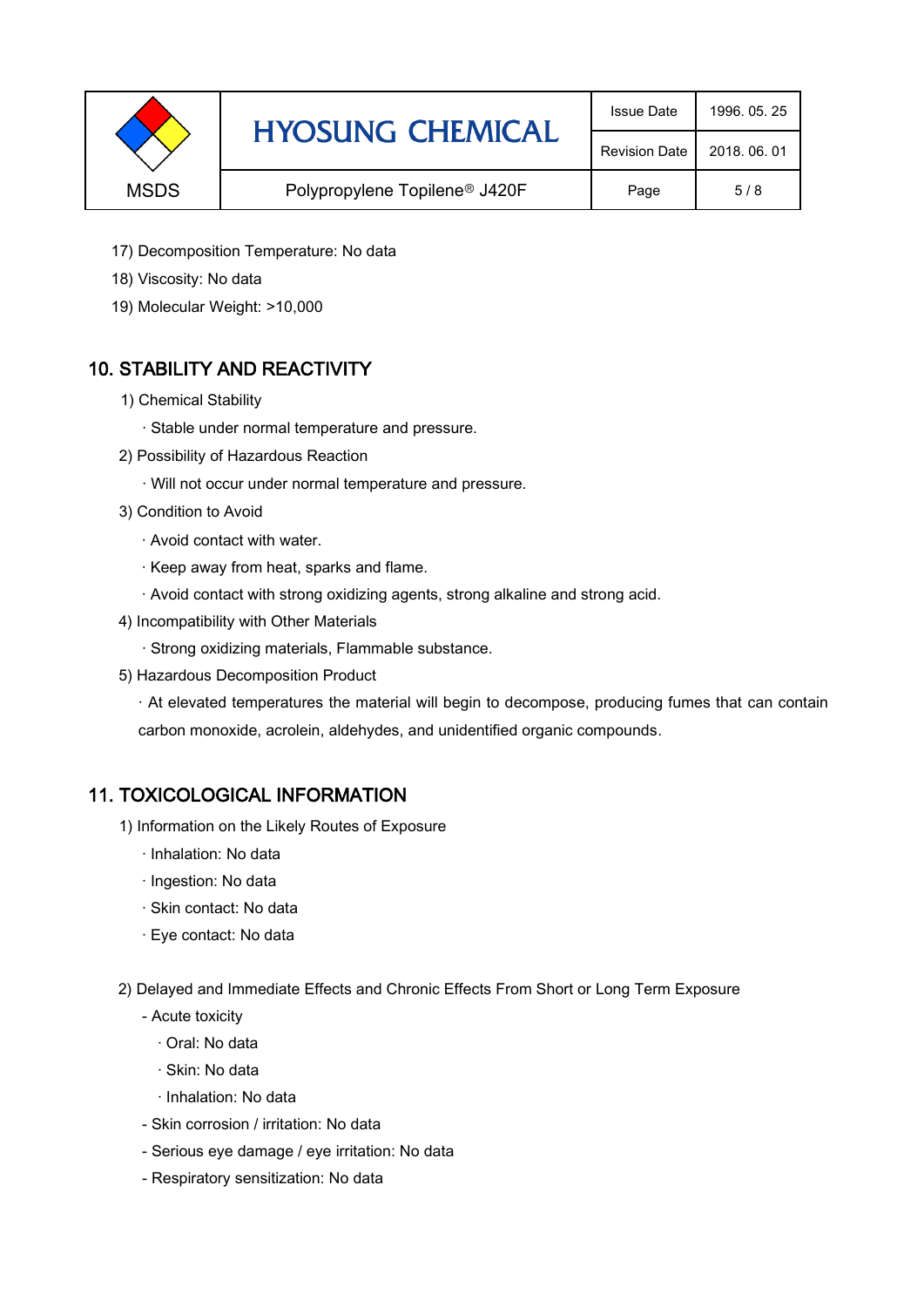17) Decomposition Temperature: No data

18) Viscosity: No data

19) Molecular Weight: >10,000

## 10. STABILITY AND REACTIVITY

1) Chemical Stability

· Stable under normal temperature and pressure.

2) Possibility of Hazardous Reaction

· Will not occur under normal temperature and pressure.

3) Condition to Avoid

· Avoid contact with water.

· Keep away from heat, sparks and flame.

· Avoid contact with strong oxidizing agents, strong alkaline and strong acid.

4) Incompatibility with Other Materials

· Strong oxidizing materials, Flammable substance.

5) Hazardous Decomposition Product

· At elevated temperatures the material will begin to decompose, producing fumes that can contain carbon monoxide, acrolein, aldehydes, and unidentified organic compounds.

## 11. TOXICOLOGICAL INFORMATION

1) Information on the Likely Routes of Exposure

· Inhalation: No data

· Ingestion: No data

· Skin contact: No data

· Eye contact: No data

2) Delayed and Immediate Effects and Chronic Effects From Short or Long Term Exposure

- Acute toxicity
  - · Oral: No data
  - · Skin: No data
  - · Inhalation: No data
- Skin corrosion / irritation: No data
- Serious eye damage / eye irritation: No data
- Respiratory sensitization: No data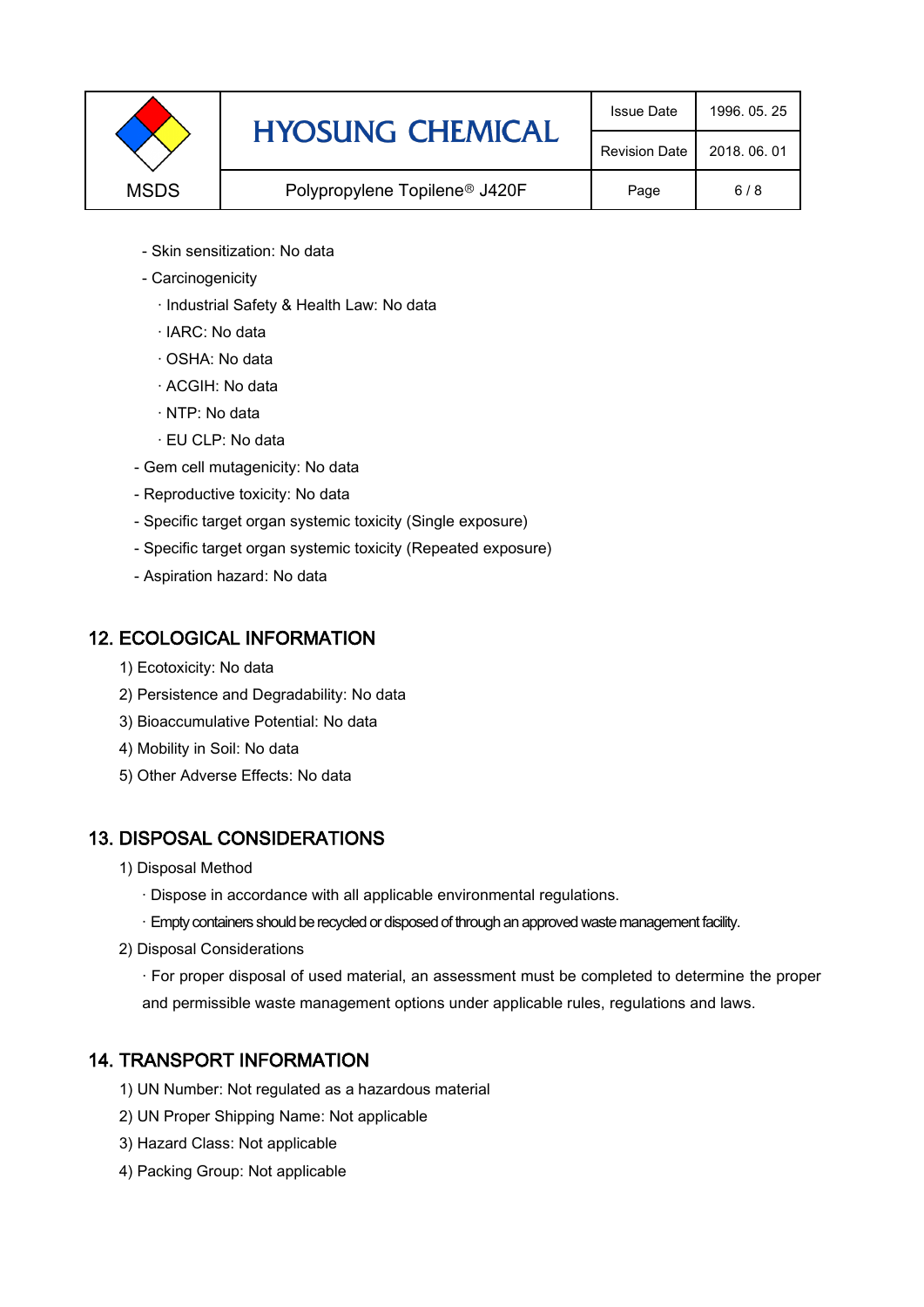- Skin sensitization: No data
- Carcinogenicity
  - · Industrial Safety & Health Law: No data
  - · IARC: No data
  - · OSHA: No data
  - · ACGIH: No data
  - · NTP: No data
  - · EU CLP: No data
- Gem cell mutagenicity: No data
- Reproductive toxicity: No data
- Specific target organ systemic toxicity (Single exposure)
- Specific target organ systemic toxicity (Repeated exposure)
- Aspiration hazard: No data

## 12. ECOLOGICAL INFORMATION

1) Ecotoxicity: No data
2) Persistence and Degradability: No data
3) Bioaccumulative Potential: No data
4) Mobility in Soil: No data
5) Other Adverse Effects: No data

## 13. DISPOSAL CONSIDERATIONS

1) Disposal Method
   - · Dispose in accordance with all applicable environmental regulations.
   - · Empty containers should be recycled or disposed of through an approved waste management facility.
2) Disposal Considerations
   - · For proper disposal of used material, an assessment must be completed to determine the proper and permissible waste management options under applicable rules, regulations and laws.

## 14. TRANSPORT INFORMATION

1) UN Number: Not regulated as a hazardous material
2) UN Proper Shipping Name: Not applicable
3) Hazard Class: Not applicable
4) Packing Group: Not applicable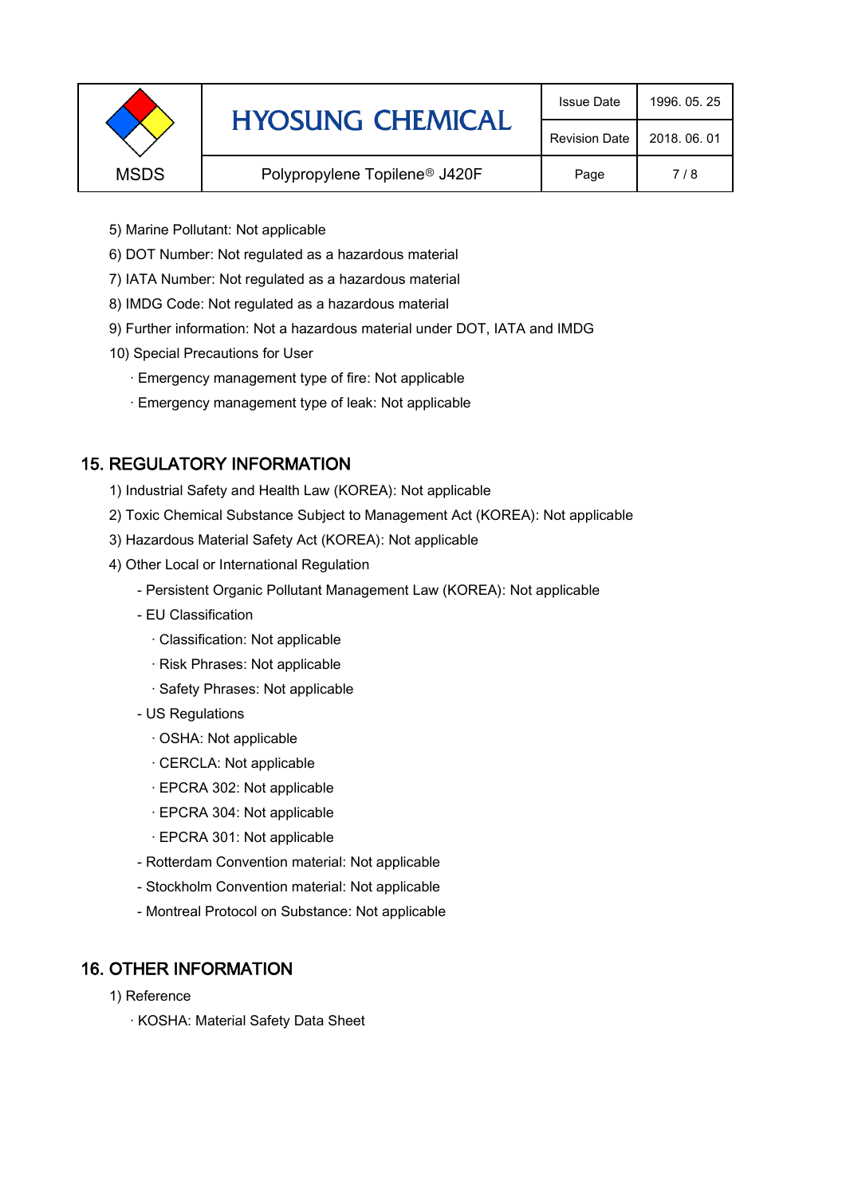5) Marine Pollutant: Not applicable

6) DOT Number: Not regulated as a hazardous material

7) IATA Number: Not regulated as a hazardous material

8) IMDG Code: Not regulated as a hazardous material

9) Further information: Not a hazardous material under DOT, IATA and IMDG

10) Special Precautions for User

· Emergency management type of fire: Not applicable

· Emergency management type of leak: Not applicable

## 15. REGULATORY INFORMATION

1) Industrial Safety and Health Law (KOREA): Not applicable

2) Toxic Chemical Substance Subject to Management Act (KOREA): Not applicable

3) Hazardous Material Safety Act (KOREA): Not applicable

4) Other Local or International Regulation

- Persistent Organic Pollutant Management Law (KOREA): Not applicable
- EU Classification
  - · Classification: Not applicable
  - · Risk Phrases: Not applicable
  - · Safety Phrases: Not applicable
- US Regulations
  - · OSHA: Not applicable
  - · CERCLA: Not applicable
  - · EPCRA 302: Not applicable
  - · EPCRA 304: Not applicable
  - · EPCRA 301: Not applicable
- Rotterdam Convention material: Not applicable
- Stockholm Convention material: Not applicable
- Montreal Protocol on Substance: Not applicable

## 16. OTHER INFORMATION

1) Reference

· KOSHA: Material Safety Data Sheet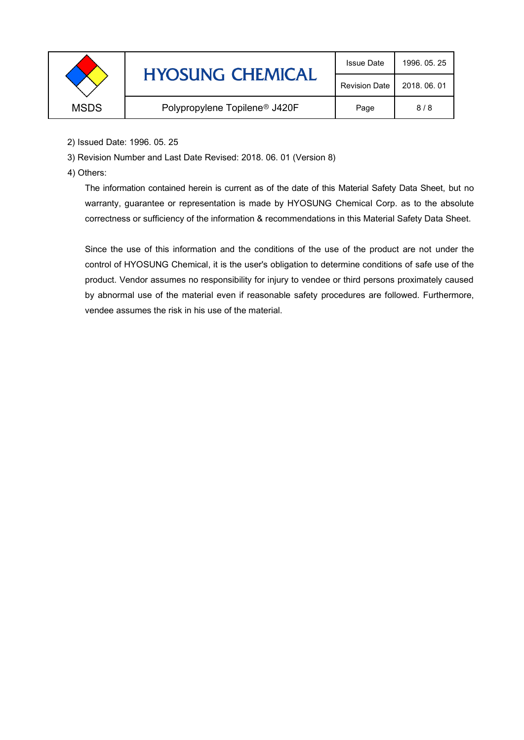2) Issued Date: 1996. 05. 25

3) Revision Number and Last Date Revised: 2018. 06. 01 (Version 8)

4) Others:

The information contained herein is current as of the date of this Material Safety Data Sheet, but no warranty, guarantee or representation is made by HYOSUNG Chemical Corp. as to the absolute correctness or sufficiency of the information & recommendations in this Material Safety Data Sheet.

Since the use of this information and the conditions of the use of the product are not under the control of HYOSUNG Chemical, it is the user's obligation to determine conditions of safe use of the product. Vendor assumes no responsibility for injury to vendee or third persons proximately caused by abnormal use of the material even if reasonable safety procedures are followed. Furthermore, vendee assumes the risk in his use of the material.